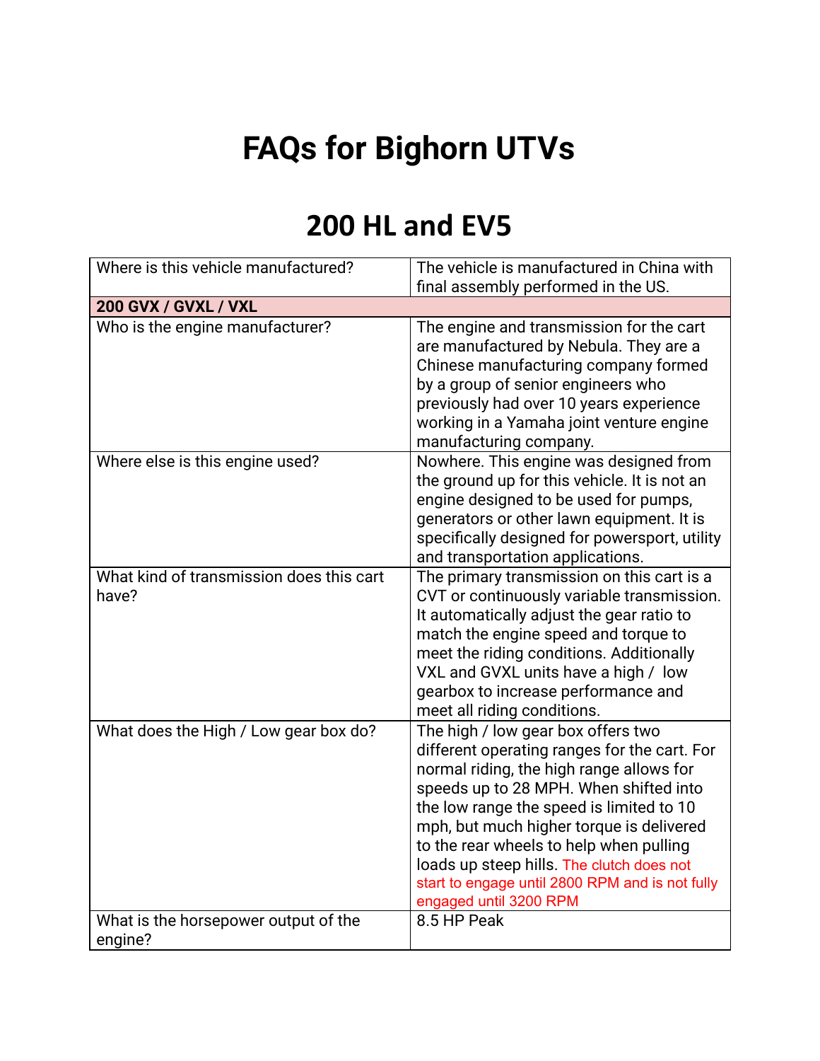# FAQs for Bighorn UTVs

## 200 HL and EV5

| | |
|---|---|
| Where is this vehicle manufactured? | The vehicle is manufactured in China with final assembly performed in the US. |
| **200 GVX / GVXL / VXL** | |
| Who is the engine manufacturer? | The engine and transmission for the cart are manufactured by Nebula. They are a Chinese manufacturing company formed by a group of senior engineers who previously had over 10 years experience working in a Yamaha joint venture engine manufacturing company. |
| Where else is this engine used? | Nowhere. This engine was designed from the ground up for this vehicle. It is not an engine designed to be used for pumps, generators or other lawn equipment. It is specifically designed for powersport, utility and transportation applications. |
| What kind of transmission does this cart have? | The primary transmission on this cart is a CVT or continuously variable transmission. It automatically adjust the gear ratio to match the engine speed and torque to meet the riding conditions. Additionally VXL and GVXL units have a high / low gearbox to increase performance and meet all riding conditions. |
| What does the High / Low gear box do? | The high / low gear box offers two different operating ranges for the cart. For normal riding, the high range allows for speeds up to 28 MPH. When shifted into the low range the speed is limited to 10 mph, but much higher torque is delivered to the rear wheels to help when pulling loads up steep hills. The clutch does not start to engage until 2800 RPM and is not fully engaged until 3200 RPM |
| What is the horsepower output of the engine? | 8.5 HP Peak |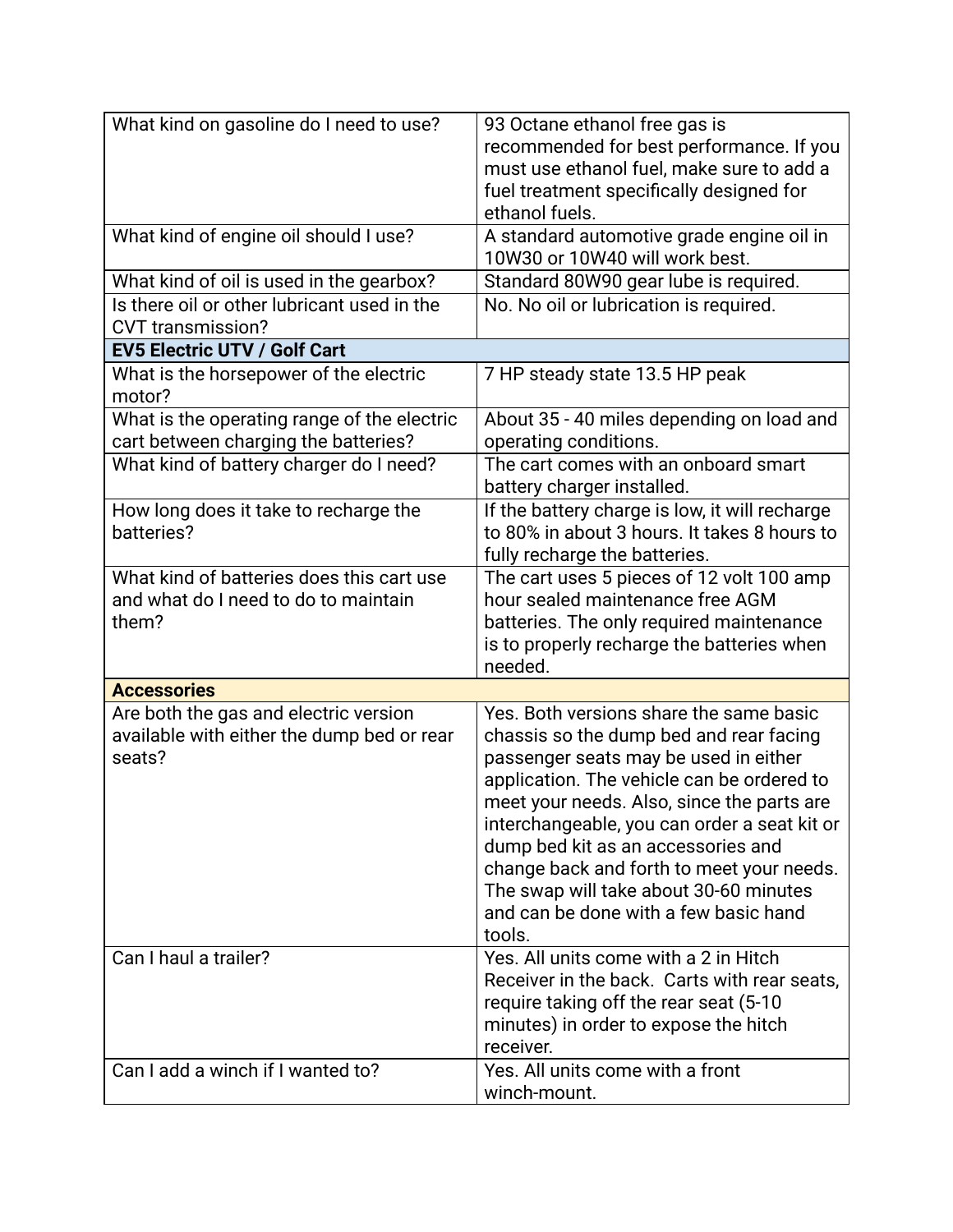| | |
|---|---|
| What kind on gasoline do I need to use? | 93 Octane ethanol free gas is recommended for best performance. If you must use ethanol fuel, make sure to add a fuel treatment specifically designed for ethanol fuels. |
| What kind of engine oil should I use? | A standard automotive grade engine oil in 10W30 or 10W40 will work best. |
| What kind of oil is used in the gearbox? | Standard 80W90 gear lube is required. |
| Is there oil or other lubricant used in the CVT transmission? | No. No oil or lubrication is required. |
| **EV5 Electric UTV / Golf Cart** | |
| What is the horsepower of the electric motor? | 7 HP steady state 13.5 HP peak |
| What is the operating range of the electric cart between charging the batteries? | About 35 - 40 miles depending on load and operating conditions. |
| What kind of battery charger do I need? | The cart comes with an onboard smart battery charger installed. |
| How long does it take to recharge the batteries? | If the battery charge is low, it will recharge to 80% in about 3 hours. It takes 8 hours to fully recharge the batteries. |
| What kind of batteries does this cart use and what do I need to do to maintain them? | The cart uses 5 pieces of 12 volt 100 amp hour sealed maintenance free AGM batteries. The only required maintenance is to properly recharge the batteries when needed. |
| **Accessories** | |
| Are both the gas and electric version available with either the dump bed or rear seats? | Yes. Both versions share the same basic chassis so the dump bed and rear facing passenger seats may be used in either application. The vehicle can be ordered to meet your needs. Also, since the parts are interchangeable, you can order a seat kit or dump bed kit as an accessories and change back and forth to meet your needs. The swap will take about 30-60 minutes and can be done with a few basic hand tools. |
| Can I haul a trailer? | Yes. All units come with a 2 in Hitch Receiver in the back. Carts with rear seats, require taking off the rear seat (5-10 minutes) in order to expose the hitch receiver. |
| Can I add a winch if I wanted to? | Yes. All units come with a front winch-mount. |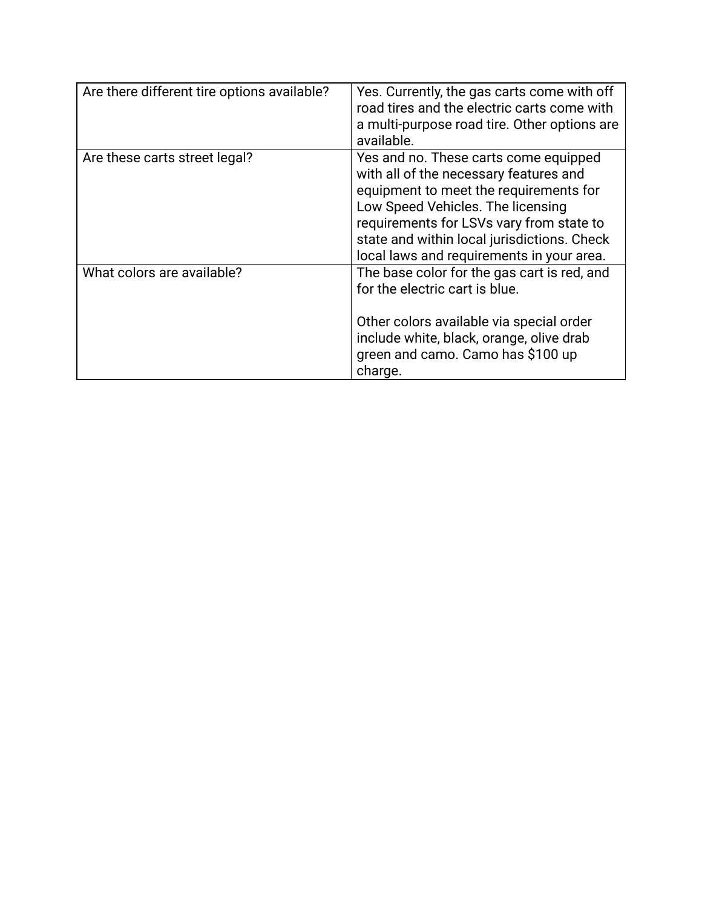| | |
|---|---|
| Are there different tire options available? | Yes. Currently, the gas carts come with off road tires and the electric carts come with a multi-purpose road tire. Other options are available. |
| Are these carts street legal? | Yes and no. These carts come equipped with all of the necessary features and equipment to meet the requirements for Low Speed Vehicles. The licensing requirements for LSVs vary from state to state and within local jurisdictions. Check local laws and requirements in your area. |
| What colors are available? | The base color for the gas cart is red, and for the electric cart is blue.<br><br>Other colors available via special order include white, black, orange, olive drab green and camo. Camo has $100 up charge. |